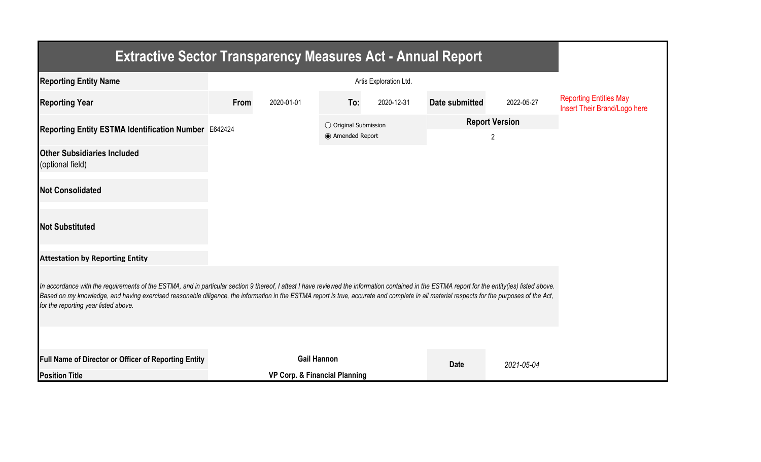# Extractive Sector Transparency Measures Act - Annual Report

| | | | | | | |
|---|---|---|---|---|---|---|
| **Reporting Entity Name** | Artis Exploration Ltd. | | | | | Reporting Entities May Insert Their Brand/Logo here |
| **Reporting Year** | **From** 2020-01-01 | **To:** 2020-12-31 | | **Date submitted** | 2022-05-27 | |
| **Reporting Entity ESTMA Identification Number** | E642424 | ○ Original Submission<br>◉ Amended Report | | **Report Version** | 2 | |
| **Other Subsidiaries Included** (optional field) | | | | | | |
| **Not Consolidated** | | | | | | |
| **Not Substituted** | | | | | | |

**Attestation by Reporting Entity**

*In accordance with the requirements of the ESTMA, and in particular section 9 thereof, I attest I have reviewed the information contained in the ESTMA report for the entity(ies) listed above. Based on my knowledge, and having exercised reasonable diligence, the information in the ESTMA report is true, accurate and complete in all material respects for the purposes of the Act, for the reporting year listed above.*

| | | | |
|---|---|---|---|
| **Full Name of Director or Officer of Reporting Entity** | **Gail Hannon** | **Date** | *2021-05-04* |
| **Position Title** | **VP Corp. & Financial Planning** | | |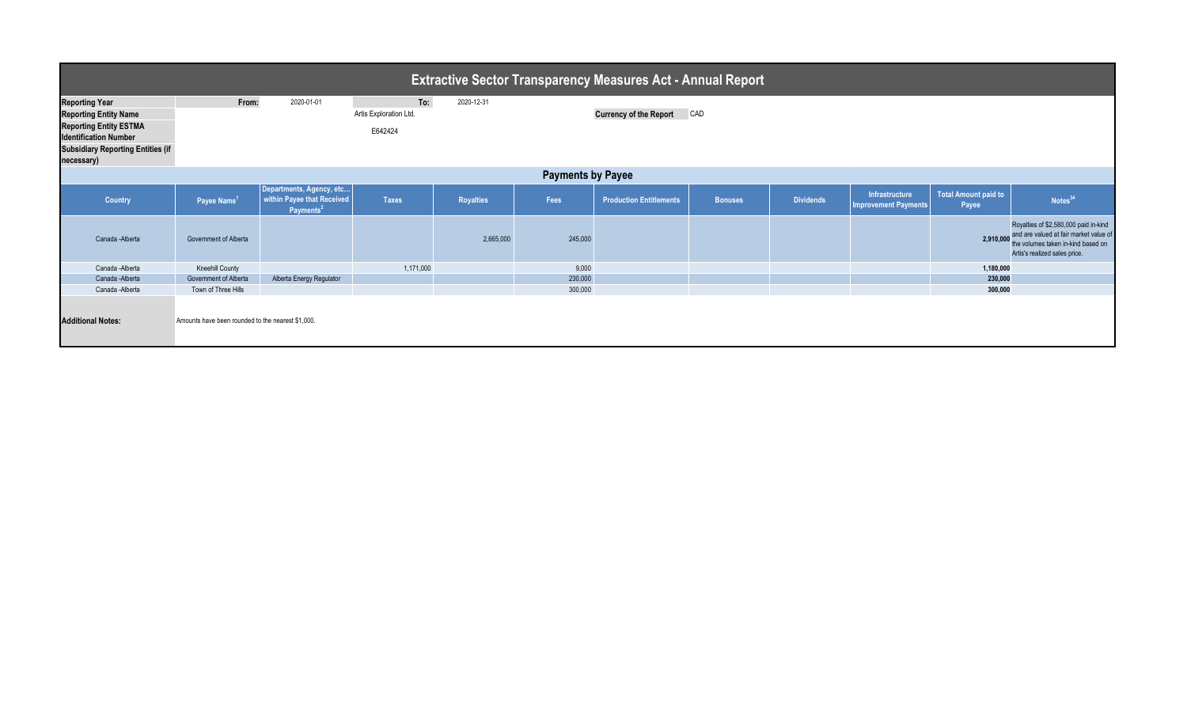# Extractive Sector Transparency Measures Act - Annual Report

| | | | | |
|---|---|---|---|---|
| **Reporting Year** | From: | 2020-01-01 | To: | 2020-12-31 |
| **Reporting Entity Name** | | Artis Exploration Ltd. | | |
| **Reporting Entity ESTMA Identification Number** | | E642424 | | |
| **Subsidiary Reporting Entities (if necessary)** | | | | |

**Currency of the Report** CAD

## Payments by Payee

| Country | Payee Name[1] | Departments, Agency, etc... within Payee that Received Payments[2] | Taxes | Royalties | Fees | Production Entitlements | Bonuses | Dividends | Infrastructure Improvement Payments | Total Amount paid to Payee | Notes[34] |
|---|---|---|---|---|---|---|---|---|---|---|---|
| Canada -Alberta | Government of Alberta | | | 2,665,000 | 245,000 | | | | | 2,910,000 | Royalties of $2,580,000 paid in-kind and are valued at fair market value of the volumes taken in-kind based on Artis's realized sales price. |
| Canada -Alberta | Kneehill County | | 1,171,000 | | 9,000 | | | | | 1,180,000 | |
| Canada -Alberta | Government of Alberta | Alberta Energy Regulator | | | 230,000 | | | | | 230,000 | |
| Canada -Alberta | Town of Three Hills | | | | 300,000 | | | | | 300,000 | |

**Additional Notes:** Amounts have been rounded to the nearest $1,000.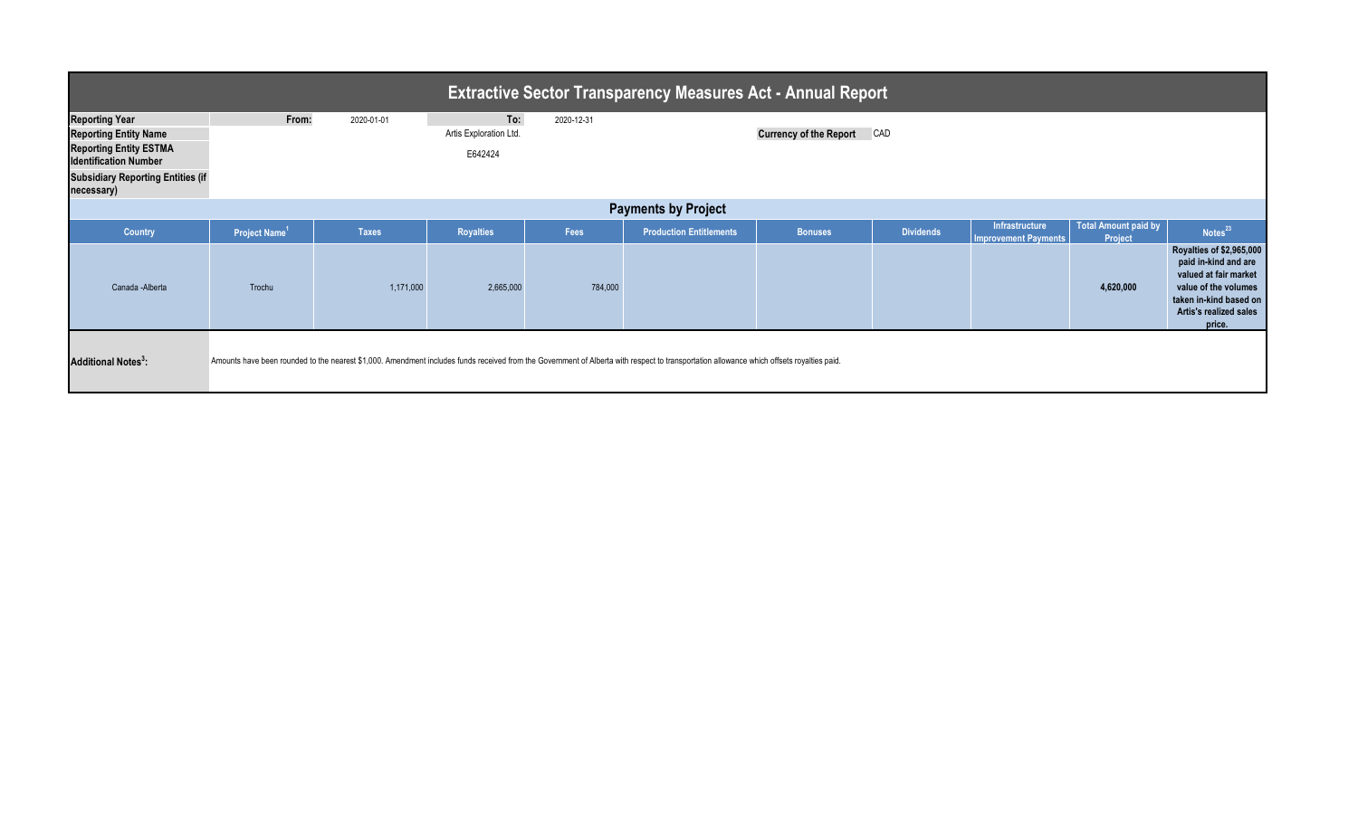# Extractive Sector Transparency Measures Act - Annual Report

| | | | | |
|---|---|---|---|---|
| **Reporting Year** | **From:** | 2020-01-01 | **To:** | 2020-12-31 |
| **Reporting Entity Name** | | Artis Exploration Ltd. | **Currency of the Report** | CAD |
| **Reporting Entity ESTMA Identification Number** | | E642424 | | |
| **Subsidiary Reporting Entities (if necessary)** | | | | |

## Payments by Project

| Country | Project Name[1] | Taxes | Royalties | Fees | Production Entitlements | Bonuses | Dividends | Infrastructure Improvement Payments | Total Amount paid by Project | Notes[23] |
|---|---|---|---|---|---|---|---|---|---|---|
| Canada -Alberta | Trochu | 1,171,000 | 2,665,000 | 784,000 | | | | | **4,620,000** | **Royalties of $2,965,000 paid in-kind and are valued at fair market value of the volumes taken in-kind based on Artis's realized sales price.** |

**Additional Notes[3]:** Amounts have been rounded to the nearest $1,000. Amendment includes funds received from the Government of Alberta with respect to transportation allowance which offsets royalties paid.